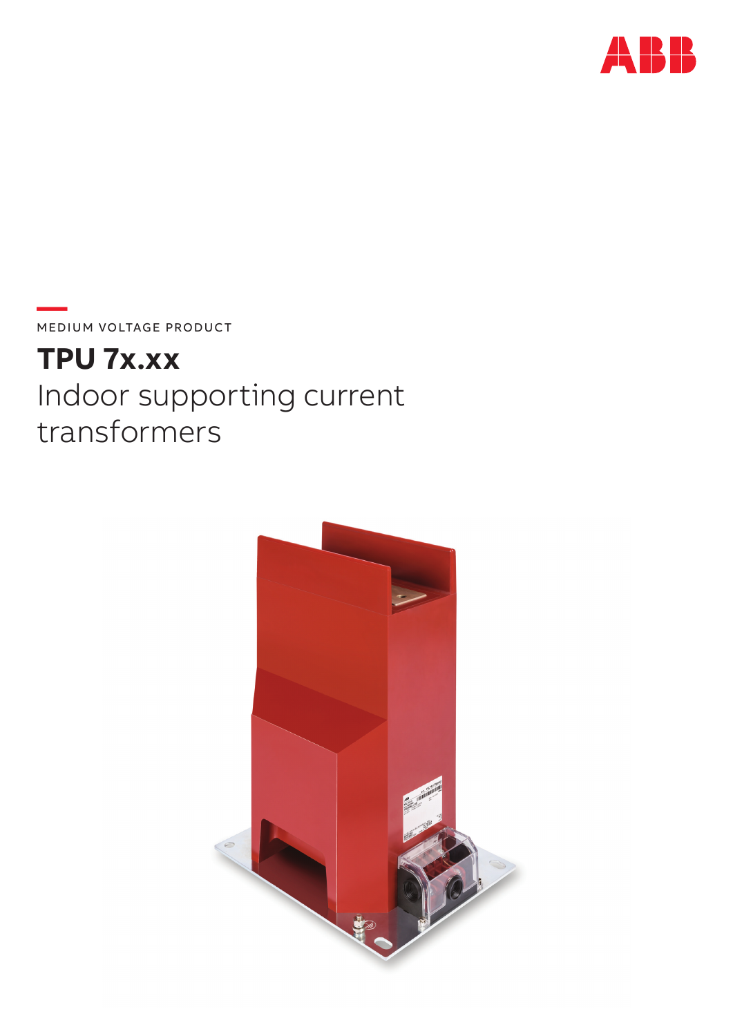MEDIUM VOLTAGE PRODUCT

# TPU 7x.xx

## Indoor supporting current transformers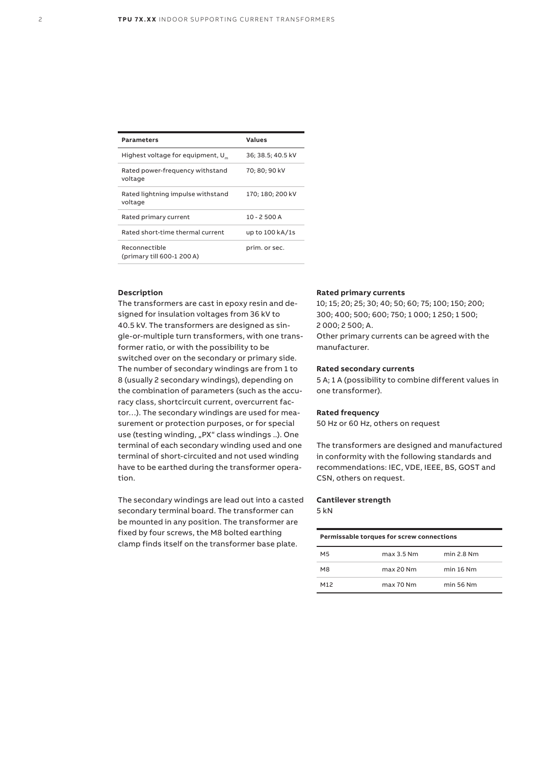| Parameters | Values |
| --- | --- |
| Highest voltage for equipment, $U_m$ | 36; 38.5; 40.5 kV |
| Rated power-frequency withstand voltage | 70; 80; 90 kV |
| Rated lightning impulse withstand voltage | 170; 180; 200 kV |
| Rated primary current | 10 - 2 500 A |
| Rated short-time thermal current | up to 100 kA/1s |
| Reconnectible (primary till 600-1 200 A) | prim. or sec. |

**Description**

The transformers are cast in epoxy resin and designed for insulation voltages from 36 kV to 40.5 kV. The transformers are designed as single-or-multiple turn transformers, with one transformer ratio, or with the possibility to be switched over on the secondary or primary side. The number of secondary windings are from 1 to 8 (usually 2 secondary windings), depending on the combination of parameters (such as the accuracy class, shortcircuit current, overcurrent factor…). The secondary windings are used for measurement or protection purposes, or for special use (testing winding, „PX" class windings ..). One terminal of each secondary winding used and one terminal of short-circuited and not used winding have to be earthed during the transformer operation.

The secondary windings are lead out into a casted secondary terminal board. The transformer can be mounted in any position. The transformer are fixed by four screws, the M8 bolted earthing clamp finds itself on the transformer base plate.

**Rated primary currents**

10; 15; 20; 25; 30; 40; 50; 60; 75; 100; 150; 200; 300; 400; 500; 600; 750; 1 000; 1 250; 1 500; 2 000; 2 500; A.

Other primary currents can be agreed with the manufacturer.

**Rated secondary currents**

5 A; 1 A (possibility to combine different values in one transformer).

**Rated frequency**

50 Hz or 60 Hz, others on request

The transformers are designed and manufactured in conformity with the following standards and recommendations: IEC, VDE, IEEE, BS, GOST and CSN, others on request.

**Cantilever strength**

5 kN

| Permissable torques for screw connections | | |
| --- | --- | --- |
| M5 | max 3.5 Nm | min 2.8 Nm |
| M8 | max 20 Nm | min 16 Nm |
| M12 | max 70 Nm | min 56 Nm |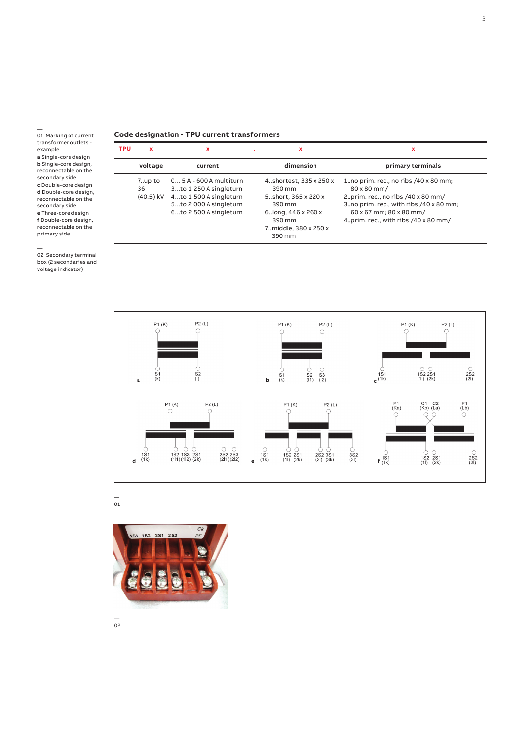—
01 Marking of current transformer outlets - example
**a** Single-core design
**b** Single-core design, reconnectable on the secondary side
**c** Double-core design
**d** Double-core design, reconnectable on the secondary side
**e** Three-core design
**f** Double-core design, reconnectable on the primary side

—
02 Secondary terminal box (2 secondaries and voltage indicator)

## Code designation - TPU current transformers

| TPU | x | x | . | x | x |
|---|---|---|---|---|---|
| | voltage | current | | dimension | primary terminals |
| | 7..up to 36 (40.5) kV | 0… 5 A - 600 A multiturn<br>3…to 1 250 A singleturn<br>4…to 1 500 A singleturn<br>5…to 2 000 A singleturn<br>6…to 2 500 A singleturn | | 4..shortest, 335 x 250 x 390 mm<br>5..short, 365 x 220 x 390 mm<br>6..long, 446 x 260 x 390 mm<br>7..middle, 380 x 250 x 390 mm | 1..no prim. rec., no ribs /40 x 80 mm; 80 x 80 mm/<br>2..prim. rec., no ribs /40 x 80 mm/<br>3..no prim. rec., with ribs /40 x 80 mm; 60 x 67 mm; 80 x 80 mm/<br>4..prim. rec., with ribs /40 x 80 mm/ |

—
01

—
02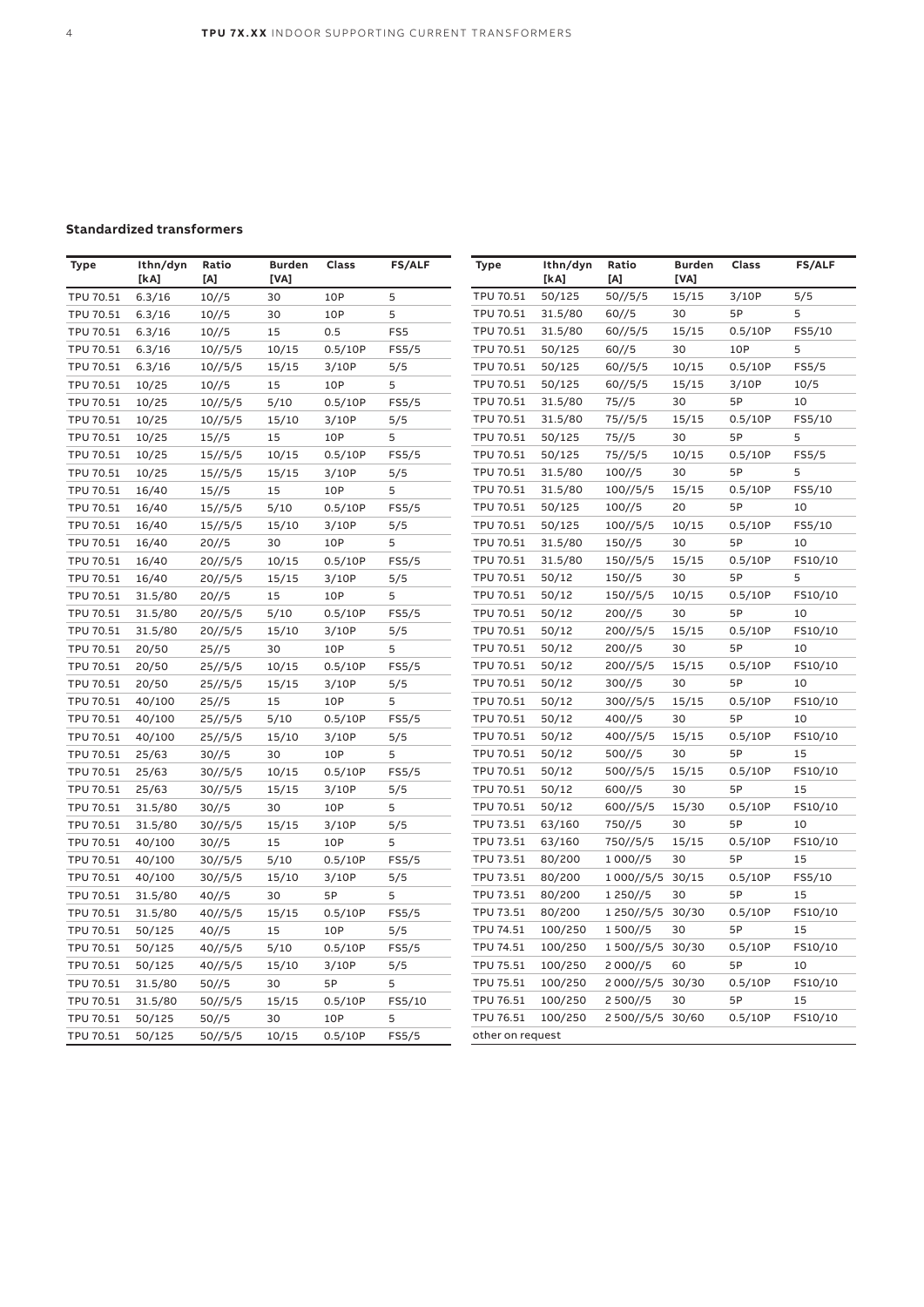## Standardized transformers

| Type | Ithn/dyn [kA] | Ratio [A] | Burden [VA] | Class | FS/ALF |
|---|---|---|---|---|---|
| TPU 70.51 | 6.3/16 | 10//5 | 30 | 10P | 5 |
| TPU 70.51 | 6.3/16 | 10//5 | 30 | 10P | 5 |
| TPU 70.51 | 6.3/16 | 10//5 | 15 | 0.5 | FS5 |
| TPU 70.51 | 6.3/16 | 10//5/5 | 10/15 | 0.5/10P | FS5/5 |
| TPU 70.51 | 6.3/16 | 10//5/5 | 15/15 | 3/10P | 5/5 |
| TPU 70.51 | 10/25 | 10//5 | 15 | 10P | 5 |
| TPU 70.51 | 10/25 | 10//5/5 | 5/10 | 0.5/10P | FS5/5 |
| TPU 70.51 | 10/25 | 10//5/5 | 15/10 | 3/10P | 5/5 |
| TPU 70.51 | 10/25 | 15//5 | 15 | 10P | 5 |
| TPU 70.51 | 10/25 | 15//5/5 | 10/15 | 0.5/10P | FS5/5 |
| TPU 70.51 | 10/25 | 15//5/5 | 15/15 | 3/10P | 5/5 |
| TPU 70.51 | 16/40 | 15//5 | 15 | 10P | 5 |
| TPU 70.51 | 16/40 | 15//5/5 | 5/10 | 0.5/10P | FS5/5 |
| TPU 70.51 | 16/40 | 15//5/5 | 15/10 | 3/10P | 5/5 |
| TPU 70.51 | 16/40 | 20//5 | 30 | 10P | 5 |
| TPU 70.51 | 16/40 | 20//5/5 | 10/15 | 0.5/10P | FS5/5 |
| TPU 70.51 | 16/40 | 20//5/5 | 15/15 | 3/10P | 5/5 |
| TPU 70.51 | 31.5/80 | 20//5 | 15 | 10P | 5 |
| TPU 70.51 | 31.5/80 | 20//5/5 | 5/10 | 0.5/10P | FS5/5 |
| TPU 70.51 | 31.5/80 | 20//5/5 | 15/10 | 3/10P | 5/5 |
| TPU 70.51 | 20/50 | 25//5 | 30 | 10P | 5 |
| TPU 70.51 | 20/50 | 25//5/5 | 10/15 | 0.5/10P | FS5/5 |
| TPU 70.51 | 20/50 | 25//5/5 | 15/15 | 3/10P | 5/5 |
| TPU 70.51 | 40/100 | 25//5 | 15 | 10P | 5 |
| TPU 70.51 | 40/100 | 25//5/5 | 5/10 | 0.5/10P | FS5/5 |
| TPU 70.51 | 40/100 | 25//5/5 | 15/10 | 3/10P | 5/5 |
| TPU 70.51 | 25/63 | 30//5 | 30 | 10P | 5 |
| TPU 70.51 | 25/63 | 30//5/5 | 10/15 | 0.5/10P | FS5/5 |
| TPU 70.51 | 25/63 | 30//5/5 | 15/15 | 3/10P | 5/5 |
| TPU 70.51 | 31.5/80 | 30//5 | 30 | 10P | 5 |
| TPU 70.51 | 31.5/80 | 30//5/5 | 15/15 | 3/10P | 5/5 |
| TPU 70.51 | 40/100 | 30//5 | 15 | 10P | 5 |
| TPU 70.51 | 40/100 | 30//5/5 | 5/10 | 0.5/10P | FS5/5 |
| TPU 70.51 | 40/100 | 30//5/5 | 15/10 | 3/10P | 5/5 |
| TPU 70.51 | 31.5/80 | 40//5 | 30 | 5P | 5 |
| TPU 70.51 | 31.5/80 | 40//5/5 | 15/15 | 0.5/10P | FS5/5 |
| TPU 70.51 | 50/125 | 40//5 | 15 | 10P | 5/5 |
| TPU 70.51 | 50/125 | 40//5/5 | 5/10 | 0.5/10P | FS5/5 |
| TPU 70.51 | 50/125 | 40//5/5 | 15/10 | 3/10P | 5/5 |
| TPU 70.51 | 31.5/80 | 50//5 | 30 | 5P | 5 |
| TPU 70.51 | 31.5/80 | 50//5/5 | 15/15 | 0.5/10P | FS5/10 |
| TPU 70.51 | 50/125 | 50//5 | 30 | 10P | 5 |
| TPU 70.51 | 50/125 | 50//5/5 | 10/15 | 0.5/10P | FS5/5 |
| TPU 70.51 | 50/125 | 50//5/5 | 15/15 | 3/10P | 5/5 |
| TPU 70.51 | 31.5/80 | 60//5 | 30 | 5P | 5 |
| TPU 70.51 | 31.5/80 | 60//5/5 | 15/15 | 0.5/10P | FS5/10 |
| TPU 70.51 | 50/125 | 60//5 | 30 | 10P | 5 |
| TPU 70.51 | 50/125 | 60//5/5 | 10/15 | 0.5/10P | FS5/5 |
| TPU 70.51 | 50/125 | 60//5/5 | 15/15 | 3/10P | 10/5 |
| TPU 70.51 | 31.5/80 | 75//5 | 30 | 5P | 10 |
| TPU 70.51 | 31.5/80 | 75//5/5 | 15/15 | 0.5/10P | FS5/10 |
| TPU 70.51 | 50/125 | 75//5 | 30 | 5P | 5 |
| TPU 70.51 | 50/125 | 75//5/5 | 10/15 | 0.5/10P | FS5/5 |
| TPU 70.51 | 31.5/80 | 100//5 | 30 | 5P | 5 |
| TPU 70.51 | 31.5/80 | 100//5/5 | 15/15 | 0.5/10P | FS5/10 |
| TPU 70.51 | 50/125 | 100//5 | 20 | 5P | 10 |
| TPU 70.51 | 50/125 | 100//5/5 | 10/15 | 0.5/10P | FS5/10 |
| TPU 70.51 | 31.5/80 | 150//5 | 30 | 5P | 10 |
| TPU 70.51 | 31.5/80 | 150//5/5 | 15/15 | 0.5/10P | FS10/10 |
| TPU 70.51 | 50/12 | 150//5 | 30 | 5P | 5 |
| TPU 70.51 | 50/12 | 150//5/5 | 10/15 | 0.5/10P | FS10/10 |
| TPU 70.51 | 50/12 | 200//5 | 30 | 5P | 10 |
| TPU 70.51 | 50/12 | 200//5/5 | 15/15 | 0.5/10P | FS10/10 |
| TPU 70.51 | 50/12 | 200//5 | 30 | 5P | 10 |
| TPU 70.51 | 50/12 | 200//5/5 | 15/15 | 0.5/10P | FS10/10 |
| TPU 70.51 | 50/12 | 300//5 | 30 | 5P | 10 |
| TPU 70.51 | 50/12 | 300//5/5 | 15/15 | 0.5/10P | FS10/10 |
| TPU 70.51 | 50/12 | 400//5 | 30 | 5P | 10 |
| TPU 70.51 | 50/12 | 400//5/5 | 15/15 | 0.5/10P | FS10/10 |
| TPU 70.51 | 50/12 | 500//5 | 30 | 5P | 15 |
| TPU 70.51 | 50/12 | 500//5/5 | 15/15 | 0.5/10P | FS10/10 |
| TPU 70.51 | 50/12 | 600//5 | 30 | 5P | 15 |
| TPU 70.51 | 50/12 | 600//5/5 | 15/30 | 0.5/10P | FS10/10 |
| TPU 73.51 | 63/160 | 750//5 | 30 | 5P | 10 |
| TPU 73.51 | 63/160 | 750//5/5 | 15/15 | 0.5/10P | FS10/10 |
| TPU 73.51 | 80/200 | 1 000//5 | 30 | 5P | 15 |
| TPU 73.51 | 80/200 | 1 000//5/5 | 30/15 | 0.5/10P | FS5/10 |
| TPU 73.51 | 80/200 | 1 250//5 | 30 | 5P | 15 |
| TPU 73.51 | 80/200 | 1 250//5/5 | 30/30 | 0.5/10P | FS10/10 |
| TPU 74.51 | 100/250 | 1 500//5 | 30 | 5P | 15 |
| TPU 74.51 | 100/250 | 1 500//5/5 | 30/30 | 0.5/10P | FS10/10 |
| TPU 75.51 | 100/250 | 2 000//5 | 60 | 5P | 10 |
| TPU 75.51 | 100/250 | 2 000//5/5 | 30/30 | 0.5/10P | FS10/10 |
| TPU 76.51 | 100/250 | 2 500//5 | 30 | 5P | 15 |
| TPU 76.51 | 100/250 | 2 500//5/5 | 30/60 | 0.5/10P | FS10/10 |
| other on request | | | | | |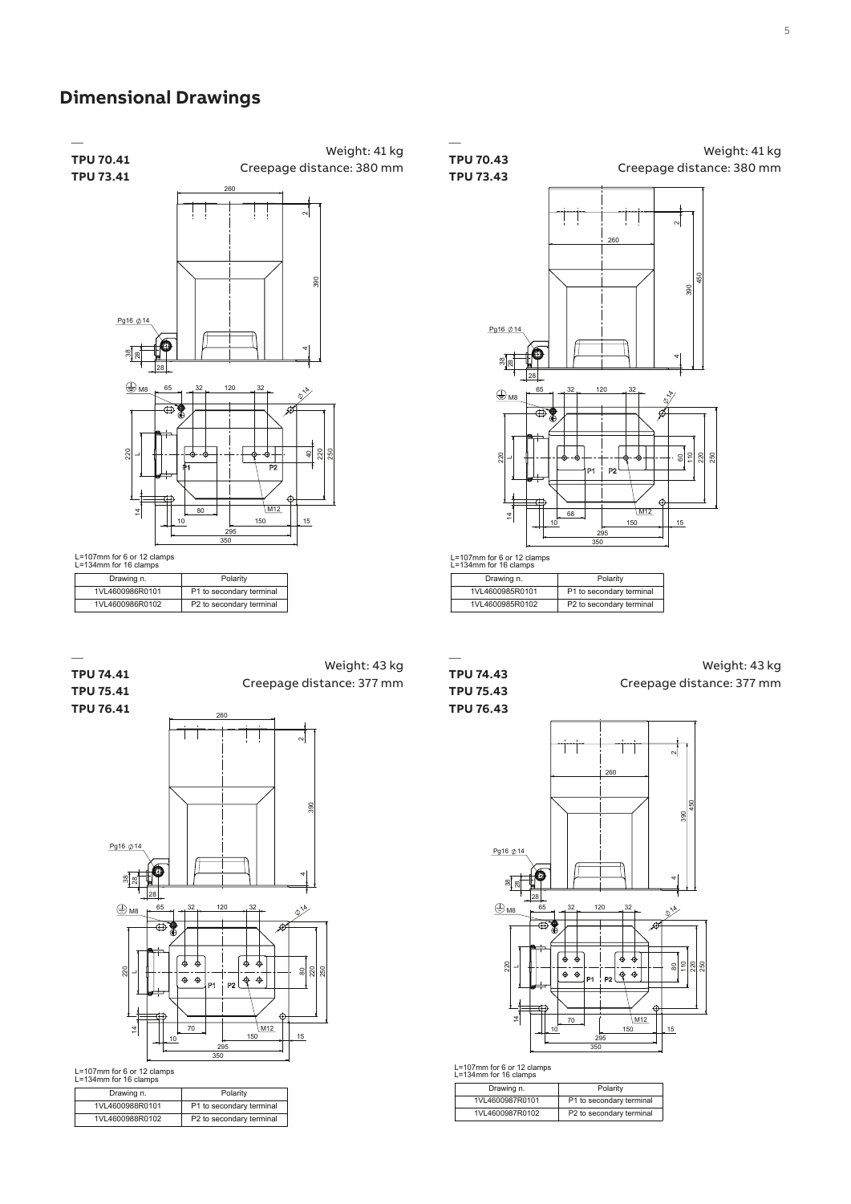# Dimensional Drawings

**TPU 70.41**
**TPU 73.41**

Weight: 41 kg
Creepage distance: 380 mm

L=107mm for 6 or 12 clamps
L=134mm for 16 clamps

| Drawing n. | Polarity |
| --- | --- |
| 1VL4600986R0101 | P1 to secondary terminal |
| 1VL4600986R0102 | P2 to secondary terminal |

**TPU 70.43**
**TPU 73.43**

Weight: 41 kg
Creepage distance: 380 mm

L=107mm for 6 or 12 clamps
L=134mm for 16 clamps

| Drawing n. | Polarity |
| --- | --- |
| 1VL4600985R0101 | P1 to secondary terminal |
| 1VL4600985R0102 | P2 to secondary terminal |

**TPU 74.41**
**TPU 75.41**
**TPU 76.41**

Weight: 43 kg
Creepage distance: 377 mm

L=107mm for 6 or 12 clamps
L=134mm for 16 clamps

| Drawing n. | Polarity |
| --- | --- |
| 1VL4600988R0101 | P1 to secondary terminal |
| 1VL4600988R0102 | P2 to secondary terminal |

**TPU 74.43**
**TPU 75.43**
**TPU 76.43**

Weight: 43 kg
Creepage distance: 377 mm

L=107mm for 6 or 12 clamps
L=134mm for 16 clamps

| Drawing n. | Polarity |
| --- | --- |
| 1VL4600987R0101 | P1 to secondary terminal |
| 1VL4600987R0102 | P2 to secondary terminal |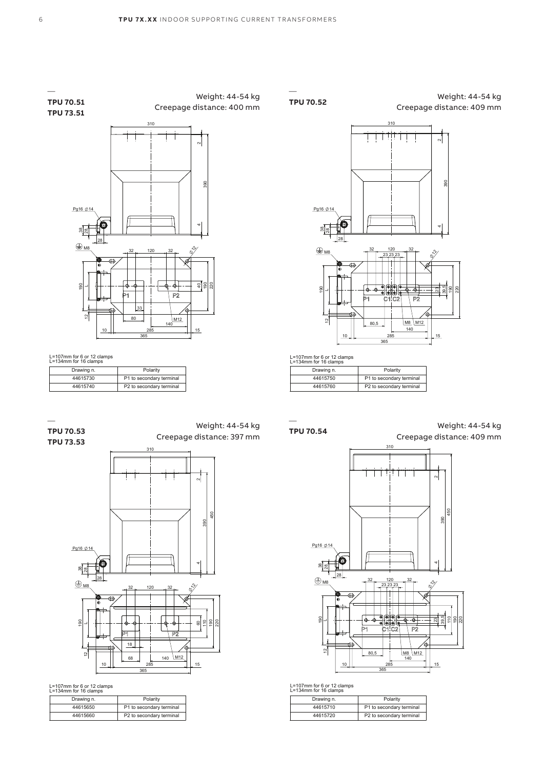## TPU 70.51
## TPU 73.51

Weight: 44-54 kg
Creepage distance: 400 mm

L=107mm for 6 or 12 clamps
L=134mm for 16 clamps

| Drawing n. | Polarity |
| --- | --- |
| 44615730 | P1 to secondary terminal |
| 44615740 | P2 to secondary terminal |

## TPU 70.52

Weight: 44-54 kg
Creepage distance: 409 mm

L=107mm for 6 or 12 clamps
L=134mm for 16 clamps

| Drawing n. | Polarity |
| --- | --- |
| 44615750 | P1 to secondary terminal |
| 44615760 | P2 to secondary terminal |

## TPU 70.53
## TPU 73.53

Weight: 44-54 kg
Creepage distance: 397 mm

L=107mm for 6 or 12 clamps
L=134mm for 16 clamps

| Drawing n. | Polarity |
| --- | --- |
| 44615650 | P1 to secondary terminal |
| 44615660 | P2 to secondary terminal |

## TPU 70.54

Weight: 44-54 kg
Creepage distance: 409 mm

L=107mm for 6 or 12 clamps
L=134mm for 16 clamps

| Drawing n. | Polarity |
| --- | --- |
| 44615710 | P1 to secondary terminal |
| 44615720 | P2 to secondary terminal |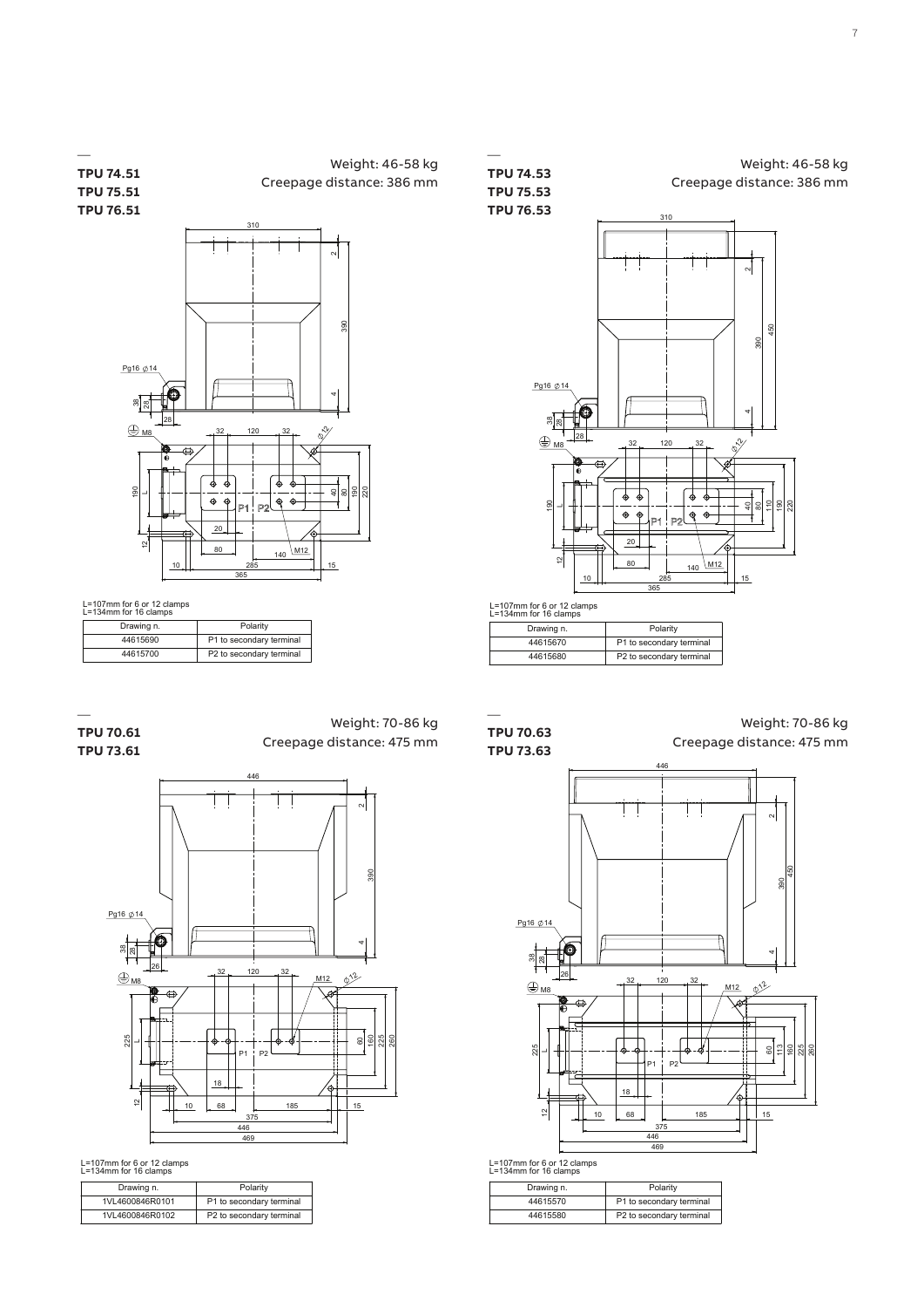## TPU 74.51
## TPU 75.51
## TPU 76.51

Weight: 46-58 kg
Creepage distance: 386 mm

L=107mm for 6 or 12 clamps
L=134mm for 16 clamps

| Drawing n. | Polarity |
|---|---|
| 44615690 | P1 to secondary terminal |
| 44615700 | P2 to secondary terminal |

## TPU 74.53
## TPU 75.53
## TPU 76.53

Weight: 46-58 kg
Creepage distance: 386 mm

L=107mm for 6 or 12 clamps
L=134mm for 16 clamps

| Drawing n. | Polarity |
|---|---|
| 44615670 | P1 to secondary terminal |
| 44615680 | P2 to secondary terminal |

## TPU 70.61
## TPU 73.61

Weight: 70-86 kg
Creepage distance: 475 mm

L=107mm for 6 or 12 clamps
L=134mm for 16 clamps

| Drawing n. | Polarity |
|---|---|
| 1VL4600846R0101 | P1 to secondary terminal |
| 1VL4600846R0102 | P2 to secondary terminal |

## TPU 70.63
## TPU 73.63

Weight: 70-86 kg
Creepage distance: 475 mm

L=107mm for 6 or 12 clamps
L=134mm for 16 clamps

| Drawing n. | Polarity |
|---|---|
| 44615570 | P1 to secondary terminal |
| 44615580 | P2 to secondary terminal |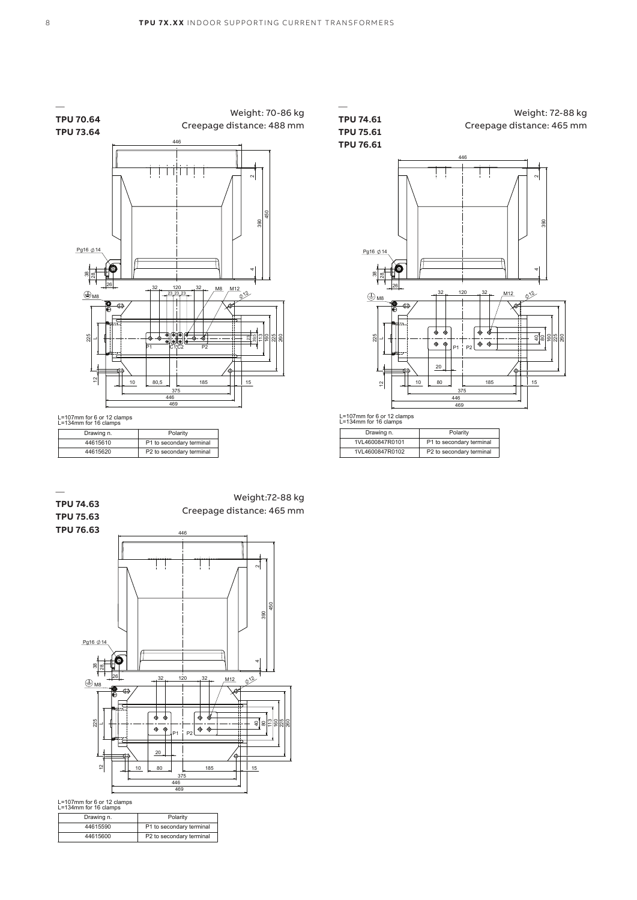## TPU 70.64
## TPU 73.64

Weight: 70-86 kg
Creepage distance: 488 mm

L=107mm for 6 or 12 clamps
L=134mm for 16 clamps

| Drawing n. | Polarity |
| --- | --- |
| 44615610 | P1 to secondary terminal |
| 44615620 | P2 to secondary terminal |

## TPU 74.61
## TPU 75.61
## TPU 76.61

Weight: 72-88 kg
Creepage distance: 465 mm

L=107mm for 6 or 12 clamps
L=134mm for 16 clamps

| Drawing n. | Polarity |
| --- | --- |
| 1VL4600847R0101 | P1 to secondary terminal |
| 1VL4600847R0102 | P2 to secondary terminal |

## TPU 74.63
## TPU 75.63
## TPU 76.63

Weight:72-88 kg
Creepage distance: 465 mm

L=107mm for 6 or 12 clamps
L=134mm for 16 clamps

| Drawing n. | Polarity |
| --- | --- |
| 44615590 | P1 to secondary terminal |
| 44615600 | P2 to secondary terminal |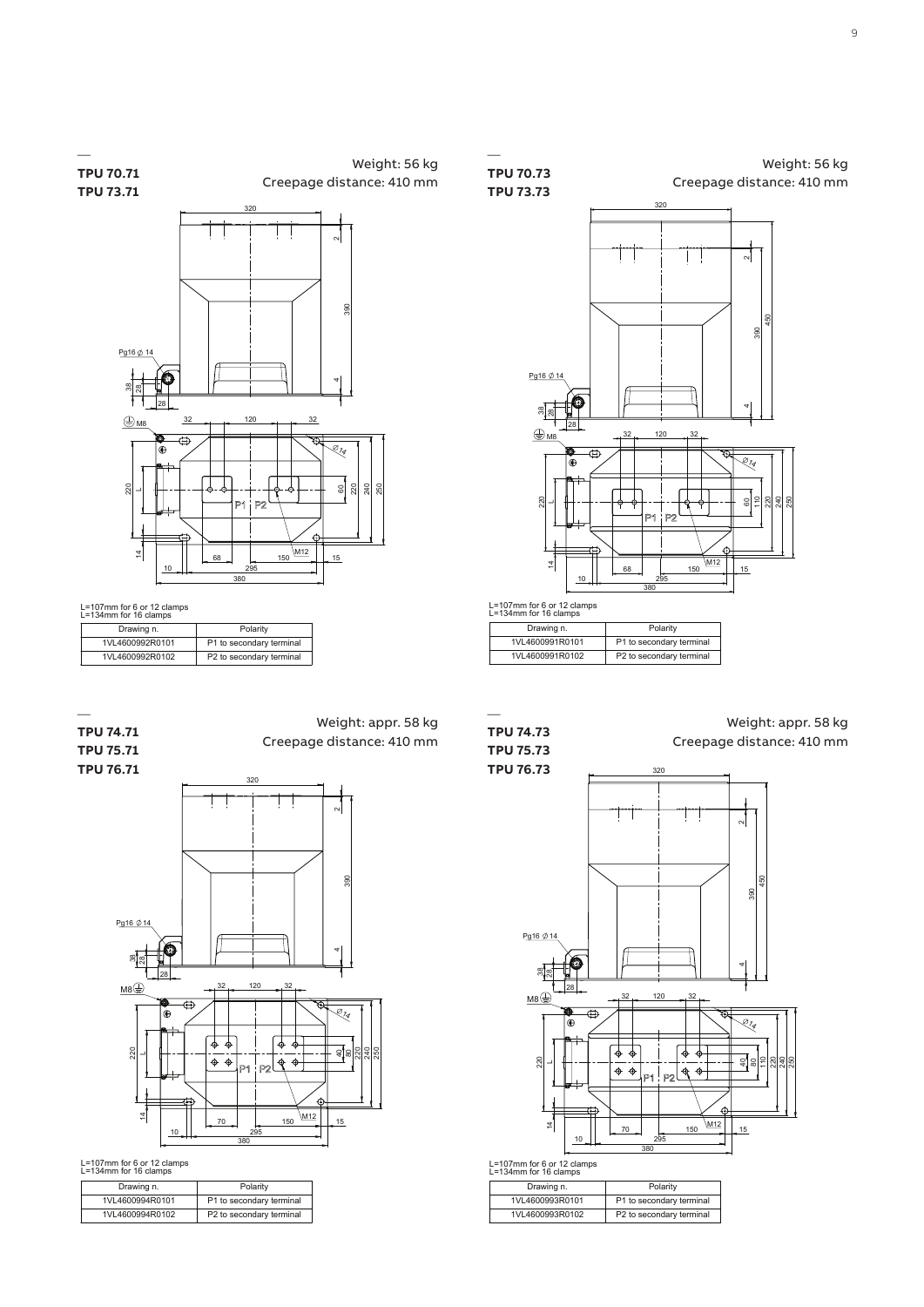## TPU 70.71
## TPU 73.71

Weight: 56 kg
Creepage distance: 410 mm

L=107mm for 6 or 12 clamps
L=134mm for 16 clamps

| Drawing n. | Polarity |
| --- | --- |
| 1VL4600992R0101 | P1 to secondary terminal |
| 1VL4600992R0102 | P2 to secondary terminal |

## TPU 70.73
## TPU 73.73

Weight: 56 kg
Creepage distance: 410 mm

L=107mm for 6 or 12 clamps
L=134mm for 16 clamps

| Drawing n. | Polarity |
| --- | --- |
| 1VL4600991R0101 | P1 to secondary terminal |
| 1VL4600991R0102 | P2 to secondary terminal |

## TPU 74.71
## TPU 75.71
## TPU 76.71

Weight: appr. 58 kg
Creepage distance: 410 mm

L=107mm for 6 or 12 clamps
L=134mm for 16 clamps

| Drawing n. | Polarity |
| --- | --- |
| 1VL4600994R0101 | P1 to secondary terminal |
| 1VL4600994R0102 | P2 to secondary terminal |

## TPU 74.73
## TPU 75.73
## TPU 76.73

Weight: appr. 58 kg
Creepage distance: 410 mm

L=107mm for 6 or 12 clamps
L=134mm for 16 clamps

| Drawing n. | Polarity |
| --- | --- |
| 1VL4600993R0101 | P1 to secondary terminal |
| 1VL4600993R0102 | P2 to secondary terminal |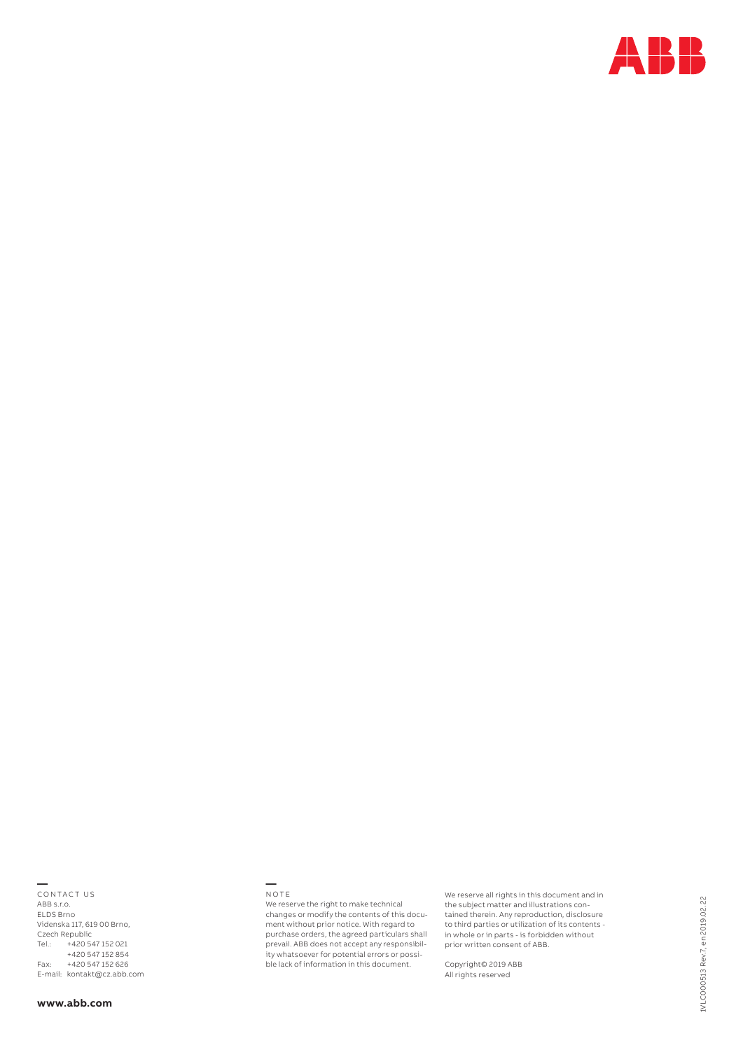ABB

—
CONTACT US

ABB s.r.o.
ELDS Brno
Videnska 117, 619 00 Brno,
Czech Republic
Tel.: +420 547 152 021
+420 547 152 854
Fax: +420 547 152 626
E-mail: kontakt@cz.abb.com

**www.abb.com**

—
NOTE

We reserve the right to make technical changes or modify the contents of this document without prior notice. With regard to purchase orders, the agreed particulars shall prevail. ABB does not accept any responsibility whatsoever for potential errors or possible lack of information in this document.

We reserve all rights in this document and in the subject matter and illustrations contained therein. Any reproduction, disclosure to third parties or utilization of its contents - in whole or in parts - is forbidden without prior written consent of ABB.

Copyright© 2019 ABB
All rights reserved

1VLC000513 Rev.7, en 2019.02.22